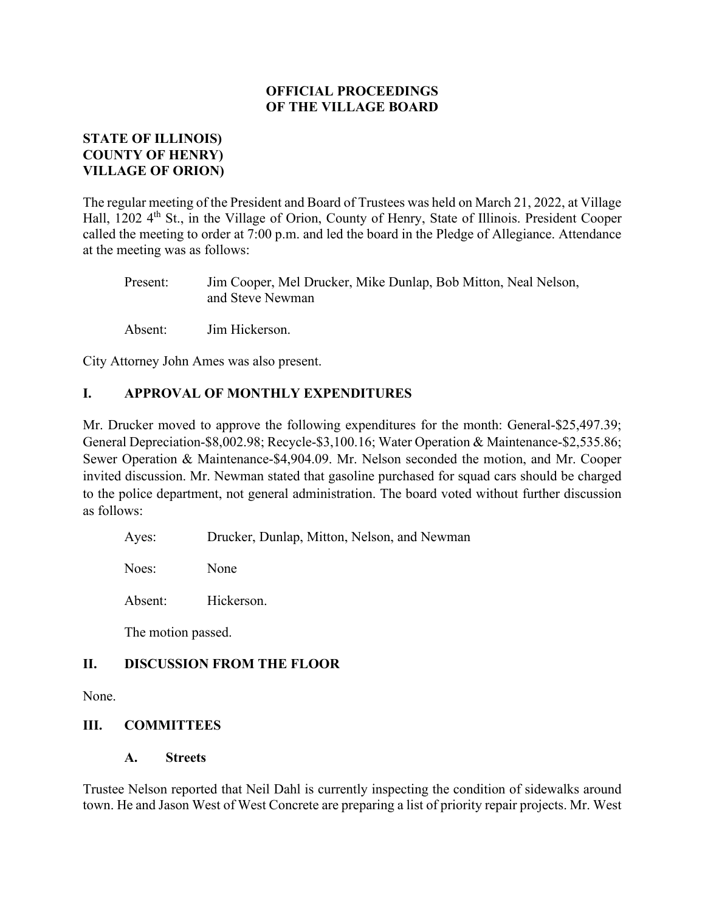**OFFICIAL PROCEEDINGS**
**OF THE VILLAGE BOARD**

**STATE OF ILLINOIS)**
**COUNTY OF HENRY)**
**VILLAGE OF ORION)**

The regular meeting of the President and Board of Trustees was held on March 21, 2022, at Village Hall, 1202 4th St., in the Village of Orion, County of Henry, State of Illinois. President Cooper called the meeting to order at 7:00 p.m. and led the board in the Pledge of Allegiance. Attendance at the meeting was as follows:

Present: Jim Cooper, Mel Drucker, Mike Dunlap, Bob Mitton, Neal Nelson, and Steve Newman

Absent: Jim Hickerson.

City Attorney John Ames was also present.

## I. APPROVAL OF MONTHLY EXPENDITURES

Mr. Drucker moved to approve the following expenditures for the month: General-$25,497.39; General Depreciation-$8,002.98; Recycle-$3,100.16; Water Operation & Maintenance-$2,535.86; Sewer Operation & Maintenance-$4,904.09. Mr. Nelson seconded the motion, and Mr. Cooper invited discussion. Mr. Newman stated that gasoline purchased for squad cars should be charged to the police department, not general administration. The board voted without further discussion as follows:

Ayes: Drucker, Dunlap, Mitton, Nelson, and Newman

Noes: None

Absent: Hickerson.

The motion passed.

## II. DISCUSSION FROM THE FLOOR

None.

## III. COMMITTEES

### A. Streets

Trustee Nelson reported that Neil Dahl is currently inspecting the condition of sidewalks around town. He and Jason West of West Concrete are preparing a list of priority repair projects. Mr. West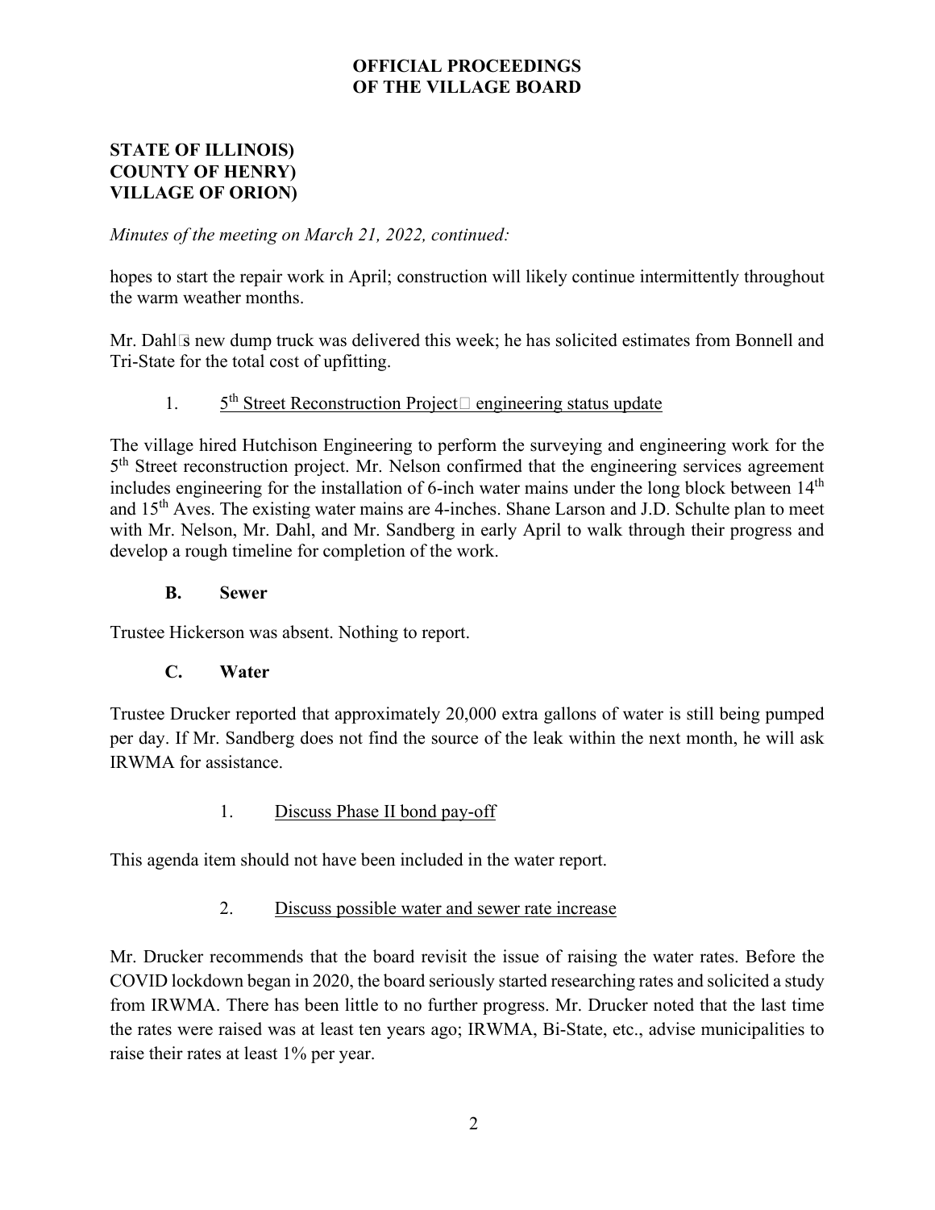**OFFICIAL PROCEEDINGS OF THE VILLAGE BOARD**

**STATE OF ILLINOIS)**
**COUNTY OF HENRY)**
**VILLAGE OF ORION)**

*Minutes of the meeting on March 21, 2022, continued:*

hopes to start the repair work in April; construction will likely continue intermittently throughout the warm weather months.

Mr. Dahl's new dump truck was delivered this week; he has solicited estimates from Bonnell and Tri-State for the total cost of upfitting.

1. 5th Street Reconstruction Project – engineering status update

The village hired Hutchison Engineering to perform the surveying and engineering work for the 5th Street reconstruction project. Mr. Nelson confirmed that the engineering services agreement includes engineering for the installation of 6-inch water mains under the long block between 14th and 15th Aves. The existing water mains are 4-inches. Shane Larson and J.D. Schulte plan to meet with Mr. Nelson, Mr. Dahl, and Mr. Sandberg in early April to walk through their progress and develop a rough timeline for completion of the work.

**B. Sewer**

Trustee Hickerson was absent. Nothing to report.

**C. Water**

Trustee Drucker reported that approximately 20,000 extra gallons of water is still being pumped per day. If Mr. Sandberg does not find the source of the leak within the next month, he will ask IRWMA for assistance.

1. Discuss Phase II bond pay-off

This agenda item should not have been included in the water report.

2. Discuss possible water and sewer rate increase

Mr. Drucker recommends that the board revisit the issue of raising the water rates. Before the COVID lockdown began in 2020, the board seriously started researching rates and solicited a study from IRWMA. There has been little to no further progress. Mr. Drucker noted that the last time the rates were raised was at least ten years ago; IRWMA, Bi-State, etc., advise municipalities to raise their rates at least 1% per year.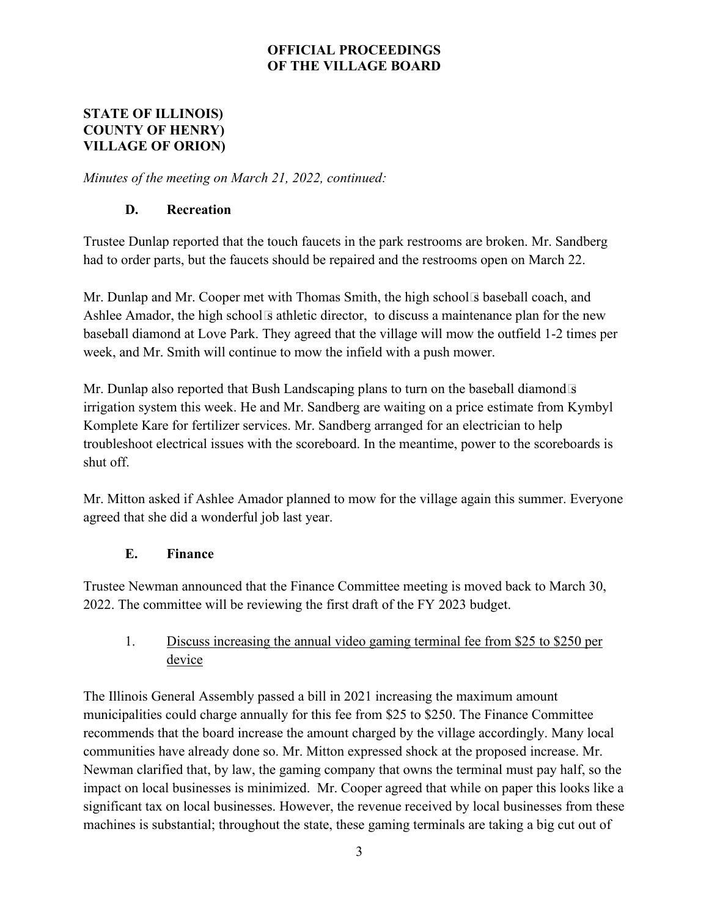**OFFICIAL PROCEEDINGS**
**OF THE VILLAGE BOARD**

**STATE OF ILLINOIS)**
**COUNTY OF HENRY)**
**VILLAGE OF ORION)**

*Minutes of the meeting on March 21, 2022, continued:*

### D. Recreation

Trustee Dunlap reported that the touch faucets in the park restrooms are broken. Mr. Sandberg had to order parts, but the faucets should be repaired and the restrooms open on March 22.

Mr. Dunlap and Mr. Cooper met with Thomas Smith, the high school's baseball coach, and Ashlee Amador, the high school's athletic director, to discuss a maintenance plan for the new baseball diamond at Love Park. They agreed that the village will mow the outfield 1-2 times per week, and Mr. Smith will continue to mow the infield with a push mower.

Mr. Dunlap also reported that Bush Landscaping plans to turn on the baseball diamond's irrigation system this week. He and Mr. Sandberg are waiting on a price estimate from Kymbyl Komplete Kare for fertilizer services. Mr. Sandberg arranged for an electrician to help troubleshoot electrical issues with the scoreboard. In the meantime, power to the scoreboards is shut off.

Mr. Mitton asked if Ashlee Amador planned to mow for the village again this summer. Everyone agreed that she did a wonderful job last year.

### E. Finance

Trustee Newman announced that the Finance Committee meeting is moved back to March 30, 2022. The committee will be reviewing the first draft of the FY 2023 budget.

1. <u>Discuss increasing the annual video gaming terminal fee from $25 to $250 per device</u>

The Illinois General Assembly passed a bill in 2021 increasing the maximum amount municipalities could charge annually for this fee from $25 to $250. The Finance Committee recommends that the board increase the amount charged by the village accordingly. Many local communities have already done so. Mr. Mitton expressed shock at the proposed increase. Mr. Newman clarified that, by law, the gaming company that owns the terminal must pay half, so the impact on local businesses is minimized. Mr. Cooper agreed that while on paper this looks like a significant tax on local businesses. However, the revenue received by local businesses from these machines is substantial; throughout the state, these gaming terminals are taking a big cut out of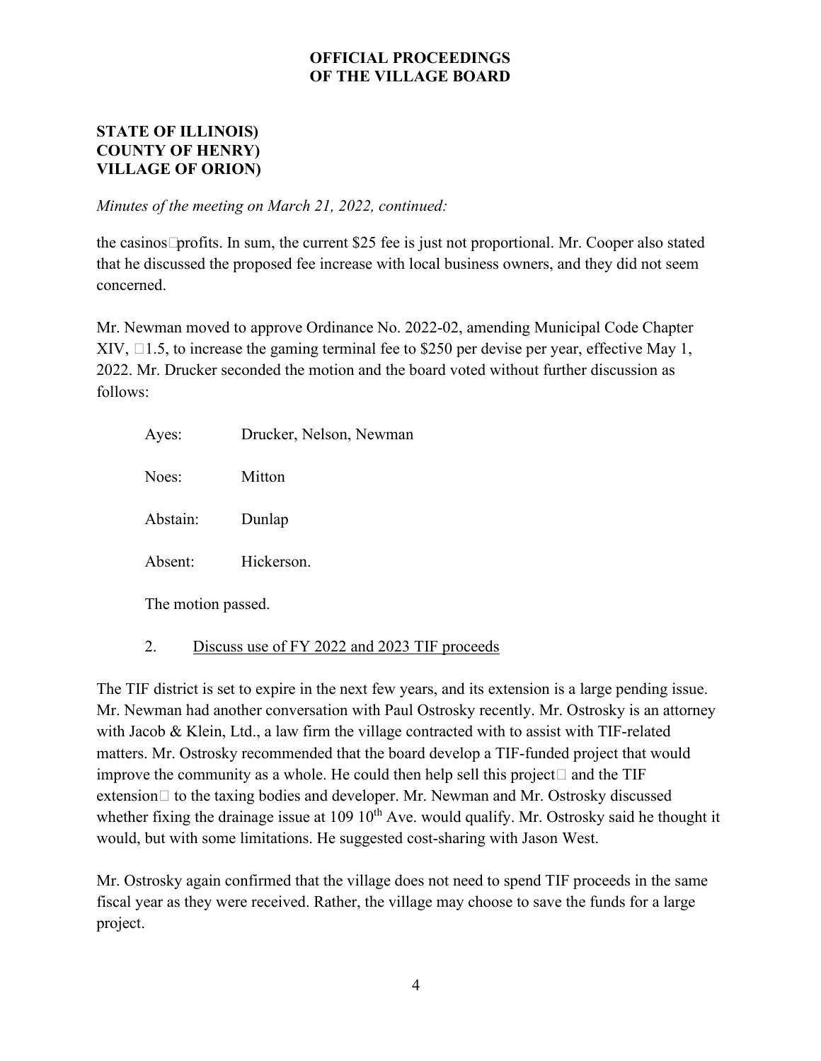**OFFICIAL PROCEEDINGS**
**OF THE VILLAGE BOARD**

**STATE OF ILLINOIS)**
**COUNTY OF HENRY)**
**VILLAGE OF ORION)**

*Minutes of the meeting on March 21, 2022, continued:*

the casinos profits. In sum, the current $25 fee is just not proportional. Mr. Cooper also stated that he discussed the proposed fee increase with local business owners, and they did not seem concerned.

Mr. Newman moved to approve Ordinance No. 2022-02, amending Municipal Code Chapter XIV, 1.5, to increase the gaming terminal fee to $250 per devise per year, effective May 1, 2022. Mr. Drucker seconded the motion and the board voted without further discussion as follows:

Ayes: Drucker, Nelson, Newman

Noes: Mitton

Abstain: Dunlap

Absent: Hickerson.

The motion passed.

2. Discuss use of FY 2022 and 2023 TIF proceeds

The TIF district is set to expire in the next few years, and its extension is a large pending issue. Mr. Newman had another conversation with Paul Ostrosky recently. Mr. Ostrosky is an attorney with Jacob & Klein, Ltd., a law firm the village contracted with to assist with TIF-related matters. Mr. Ostrosky recommended that the board develop a TIF-funded project that would improve the community as a whole. He could then help sell this project and the TIF extension to the taxing bodies and developer. Mr. Newman and Mr. Ostrosky discussed whether fixing the drainage issue at 109 10th Ave. would qualify. Mr. Ostrosky said he thought it would, but with some limitations. He suggested cost-sharing with Jason West.

Mr. Ostrosky again confirmed that the village does not need to spend TIF proceeds in the same fiscal year as they were received. Rather, the village may choose to save the funds for a large project.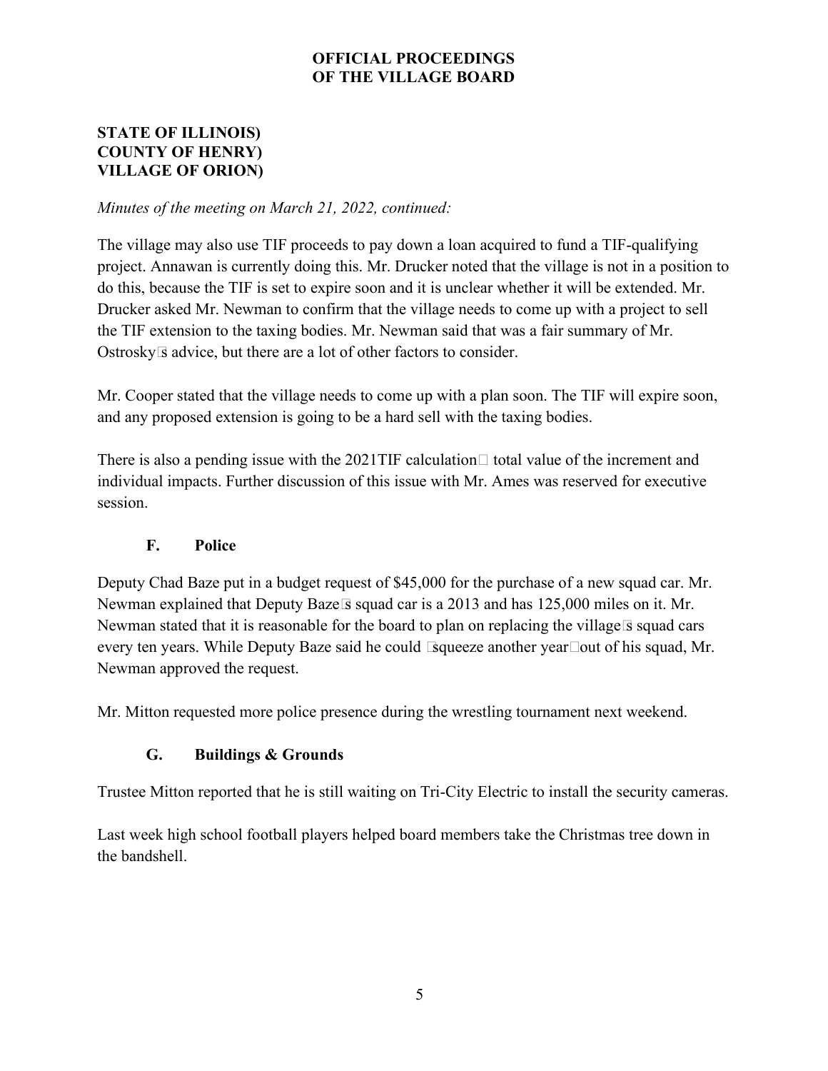**OFFICIAL PROCEEDINGS**
**OF THE VILLAGE BOARD**

**STATE OF ILLINOIS)**
**COUNTY OF HENRY)**
**VILLAGE OF ORION)**

*Minutes of the meeting on March 21, 2022, continued:*

The village may also use TIF proceeds to pay down a loan acquired to fund a TIF-qualifying project. Annawan is currently doing this. Mr. Drucker noted that the village is not in a position to do this, because the TIF is set to expire soon and it is unclear whether it will be extended. Mr. Drucker asked Mr. Newman to confirm that the village needs to come up with a project to sell the TIF extension to the taxing bodies. Mr. Newman said that was a fair summary of Mr. Ostrosky's advice, but there are a lot of other factors to consider.

Mr. Cooper stated that the village needs to come up with a plan soon. The TIF will expire soon, and any proposed extension is going to be a hard sell with the taxing bodies.

There is also a pending issue with the 2021TIF calculation— total value of the increment and individual impacts. Further discussion of this issue with Mr. Ames was reserved for executive session.

### F. Police

Deputy Chad Baze put in a budget request of $45,000 for the purchase of a new squad car. Mr. Newman explained that Deputy Baze's squad car is a 2013 and has 125,000 miles on it. Mr. Newman stated that it is reasonable for the board to plan on replacing the village's squad cars every ten years. While Deputy Baze said he could "squeeze another year" out of his squad, Mr. Newman approved the request.

Mr. Mitton requested more police presence during the wrestling tournament next weekend.

### G. Buildings & Grounds

Trustee Mitton reported that he is still waiting on Tri-City Electric to install the security cameras.

Last week high school football players helped board members take the Christmas tree down in the bandshell.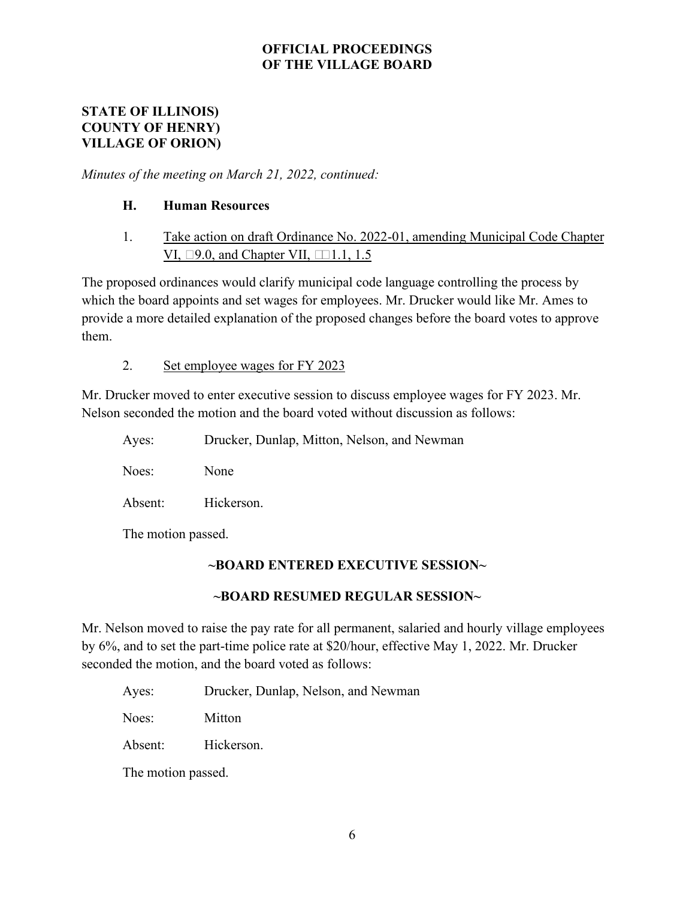**OFFICIAL PROCEEDINGS**
**OF THE VILLAGE BOARD**

**STATE OF ILLINOIS)**
**COUNTY OF HENRY)**
**VILLAGE OF ORION)**

*Minutes of the meeting on March 21, 2022, continued:*

### H. Human Resources

1. Take action on draft Ordinance No. 2022-01, amending Municipal Code Chapter VI, §9.0, and Chapter VII, §§1.1, 1.5

The proposed ordinances would clarify municipal code language controlling the process by which the board appoints and set wages for employees. Mr. Drucker would like Mr. Ames to provide a more detailed explanation of the proposed changes before the board votes to approve them.

2. Set employee wages for FY 2023

Mr. Drucker moved to enter executive session to discuss employee wages for FY 2023. Mr. Nelson seconded the motion and the board voted without discussion as follows:

Ayes: Drucker, Dunlap, Mitton, Nelson, and Newman

Noes: None

Absent: Hickerson.

The motion passed.

**~BOARD ENTERED EXECUTIVE SESSION~**

**~BOARD RESUMED REGULAR SESSION~**

Mr. Nelson moved to raise the pay rate for all permanent, salaried and hourly village employees by 6%, and to set the part-time police rate at $20/hour, effective May 1, 2022. Mr. Drucker seconded the motion, and the board voted as follows:

Ayes: Drucker, Dunlap, Nelson, and Newman

Noes: Mitton

Absent: Hickerson.

The motion passed.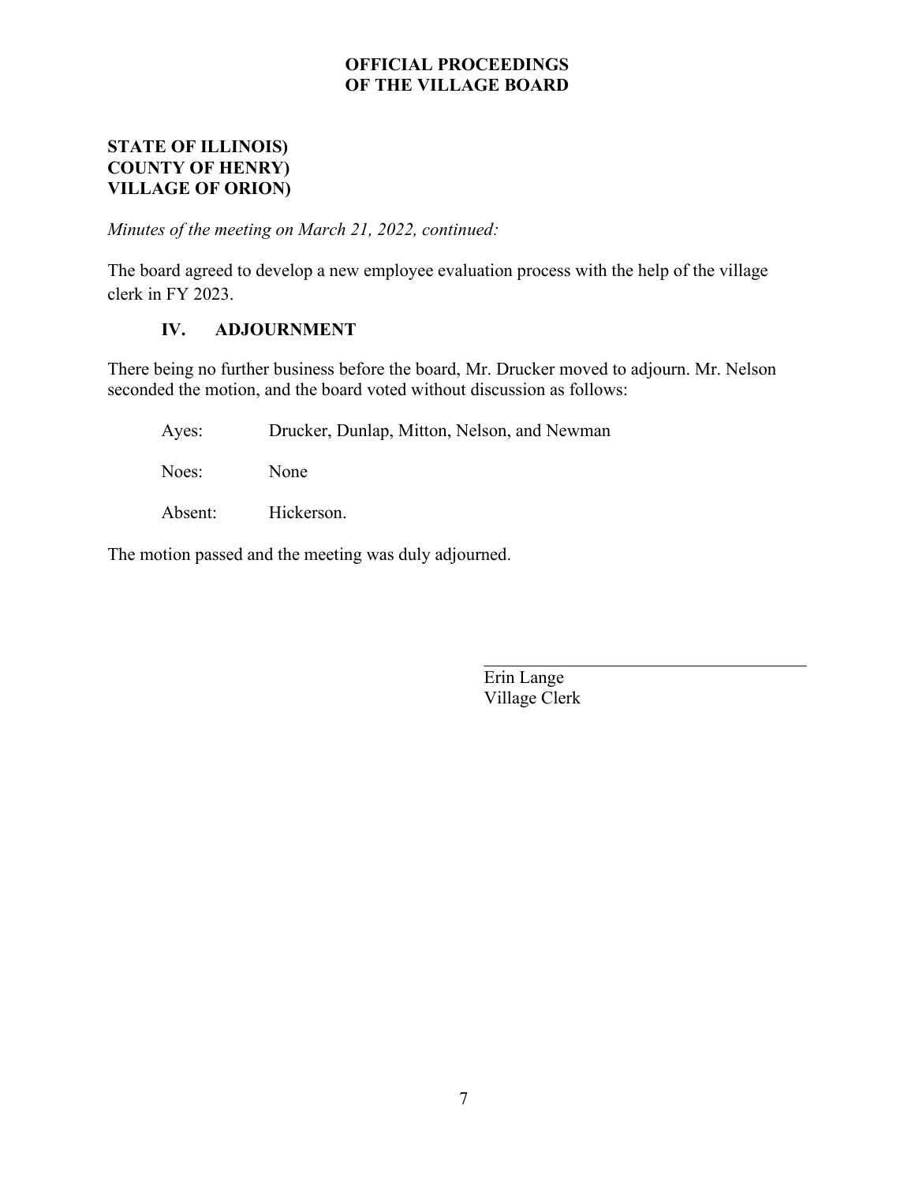**OFFICIAL PROCEEDINGS**
**OF THE VILLAGE BOARD**

**STATE OF ILLINOIS)**
**COUNTY OF HENRY)**
**VILLAGE OF ORION)**

*Minutes of the meeting on March 21, 2022, continued:*

The board agreed to develop a new employee evaluation process with the help of the village clerk in FY 2023.

## IV. ADJOURNMENT

There being no further business before the board, Mr. Drucker moved to adjourn. Mr. Nelson seconded the motion, and the board voted without discussion as follows:

| | |
|---|---|
| Ayes: | Drucker, Dunlap, Mitton, Nelson, and Newman |
| Noes: | None |
| Absent: | Hickerson. |

The motion passed and the meeting was duly adjourned.

\_\_\_\_\_\_\_\_\_\_\_\_\_\_\_\_\_\_\_\_\_\_\_\_\_\_\_\_\_\_\_\_\_\_\_\_
Erin Lange
Village Clerk